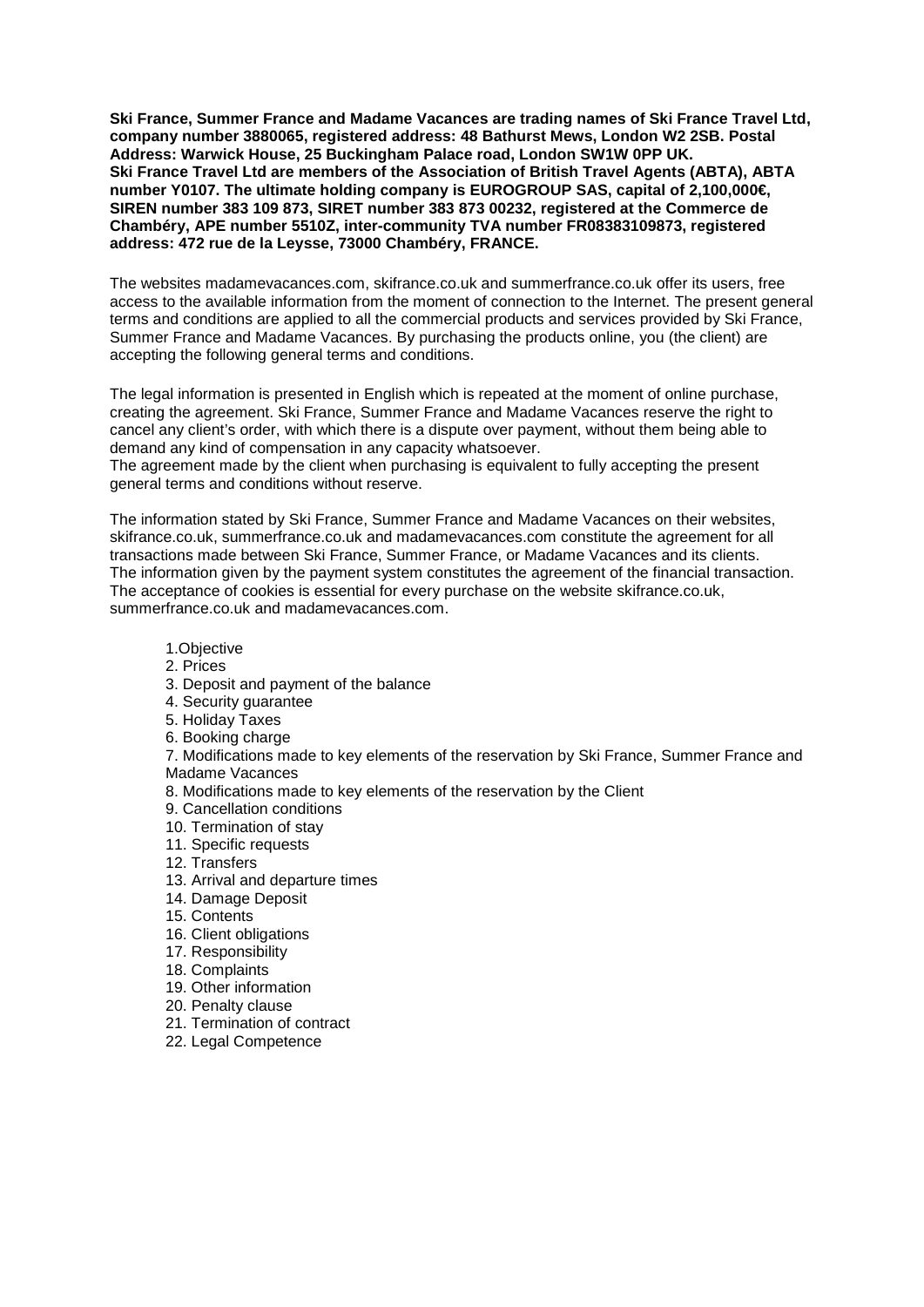**Ski France, Summer France and Madame Vacances are trading names of Ski France Travel Ltd, company number 3880065, registered address: 48 Bathurst Mews, London W2 2SB. Postal Address: Warwick House, 25 Buckingham Palace road, London SW1W 0PP UK. Ski France Travel Ltd are members of the Association of British Travel Agents (ABTA), ABTA number Y0107. The ultimate holding company is EUROGROUP SAS, capital of 2,100,000€, SIREN number 383 109 873, SIRET number 383 873 00232, registered at the Commerce de Chambéry, APE number 5510Z, inter-community TVA number FR08383109873, registered address: 472 rue de la Leysse, 73000 Chambéry, FRANCE.**

The websites madamevacances.com, skifrance.co.uk and summerfrance.co.uk offer its users, free access to the available information from the moment of connection to the Internet. The present general terms and conditions are applied to all the commercial products and services provided by Ski France, Summer France and Madame Vacances. By purchasing the products online, you (the client) are accepting the following general terms and conditions.

The legal information is presented in English which is repeated at the moment of online purchase, creating the agreement. Ski France, Summer France and Madame Vacances reserve the right to cancel any client's order, with which there is a dispute over payment, without them being able to demand any kind of compensation in any capacity whatsoever.
The agreement made by the client when purchasing is equivalent to fully accepting the present general terms and conditions without reserve.

The information stated by Ski France, Summer France and Madame Vacances on their websites, skifrance.co.uk, summerfrance.co.uk and madamevacances.com constitute the agreement for all transactions made between Ski France, Summer France, or Madame Vacances and its clients. The information given by the payment system constitutes the agreement of the financial transaction. The acceptance of cookies is essential for every purchase on the website skifrance.co.uk, summerfrance.co.uk and madamevacances.com.

1. Objective
2. Prices
3. Deposit and payment of the balance
4. Security guarantee
5. Holiday Taxes
6. Booking charge
7. Modifications made to key elements of the reservation by Ski France, Summer France and Madame Vacances
8. Modifications made to key elements of the reservation by the Client
9. Cancellation conditions
10. Termination of stay
11. Specific requests
12. Transfers
13. Arrival and departure times
14. Damage Deposit
15. Contents
16. Client obligations
17. Responsibility
18. Complaints
19. Other information
20. Penalty clause
21. Termination of contract
22. Legal Competence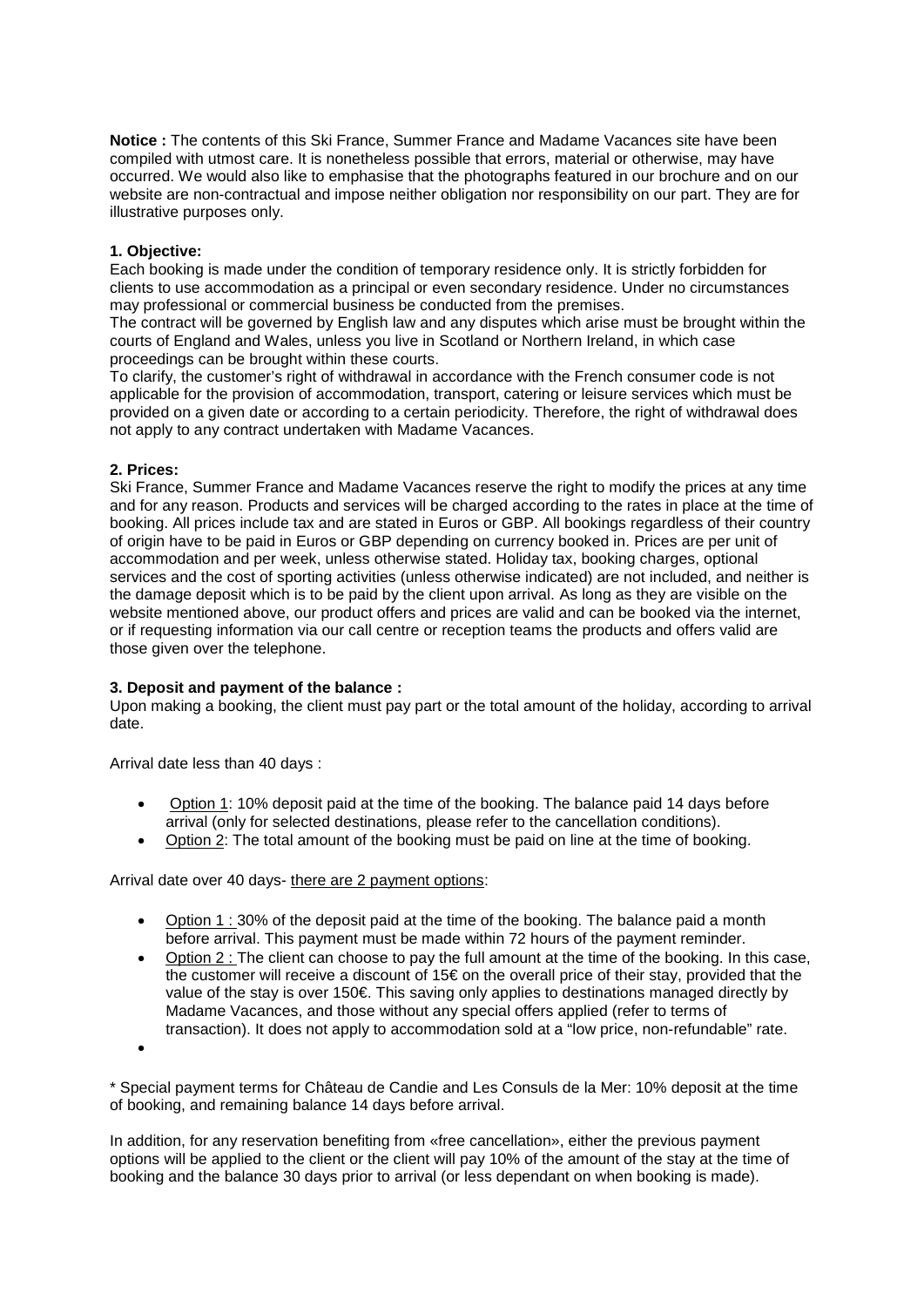**Notice :** The contents of this Ski France, Summer France and Madame Vacances site have been compiled with utmost care. It is nonetheless possible that errors, material or otherwise, may have occurred. We would also like to emphasise that the photographs featured in our brochure and on our website are non-contractual and impose neither obligation nor responsibility on our part. They are for illustrative purposes only.

**1. Objective:**

Each booking is made under the condition of temporary residence only. It is strictly forbidden for clients to use accommodation as a principal or even secondary residence. Under no circumstances may professional or commercial business be conducted from the premises.

The contract will be governed by English law and any disputes which arise must be brought within the courts of England and Wales, unless you live in Scotland or Northern Ireland, in which case proceedings can be brought within these courts.

To clarify, the customer's right of withdrawal in accordance with the French consumer code is not applicable for the provision of accommodation, transport, catering or leisure services which must be provided on a given date or according to a certain periodicity. Therefore, the right of withdrawal does not apply to any contract undertaken with Madame Vacances.

**2. Prices:**

Ski France, Summer France and Madame Vacances reserve the right to modify the prices at any time and for any reason. Products and services will be charged according to the rates in place at the time of booking. All prices include tax and are stated in Euros or GBP. All bookings regardless of their country of origin have to be paid in Euros or GBP depending on currency booked in. Prices are per unit of accommodation and per week, unless otherwise stated. Holiday tax, booking charges, optional services and the cost of sporting activities (unless otherwise indicated) are not included, and neither is the damage deposit which is to be paid by the client upon arrival. As long as they are visible on the website mentioned above, our product offers and prices are valid and can be booked via the internet, or if requesting information via our call centre or reception teams the products and offers valid are those given over the telephone.

**3. Deposit and payment of the balance :**

Upon making a booking, the client must pay part or the total amount of the holiday, according to arrival date.

Arrival date less than 40 days :

- Option 1: 10% deposit paid at the time of the booking. The balance paid 14 days before arrival (only for selected destinations, please refer to the cancellation conditions).
- Option 2: The total amount of the booking must be paid on line at the time of booking.

Arrival date over 40 days- there are 2 payment options:

- Option 1 : 30% of the deposit paid at the time of the booking. The balance paid a month before arrival. This payment must be made within 72 hours of the payment reminder.
- Option 2 : The client can choose to pay the full amount at the time of the booking. In this case, the customer will receive a discount of 15€ on the overall price of their stay, provided that the value of the stay is over 150€. This saving only applies to destinations managed directly by Madame Vacances, and those without any special offers applied (refer to terms of transaction). It does not apply to accommodation sold at a "low price, non-refundable" rate.

\* Special payment terms for Château de Candie and Les Consuls de la Mer: 10% deposit at the time of booking, and remaining balance 14 days before arrival.

In addition, for any reservation benefiting from «free cancellation», either the previous payment options will be applied to the client or the client will pay 10% of the amount of the stay at the time of booking and the balance 30 days prior to arrival (or less dependant on when booking is made).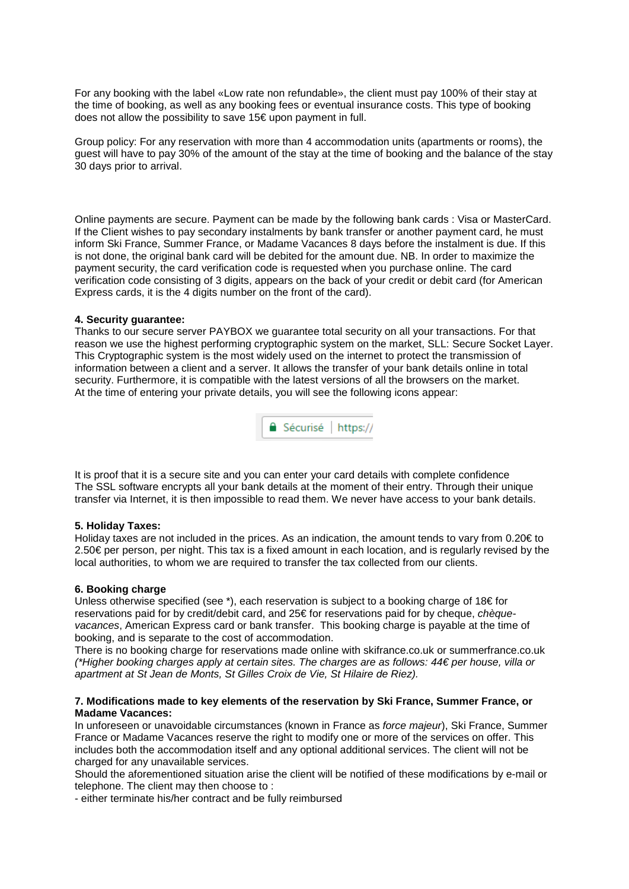For any booking with the label «Low rate non refundable», the client must pay 100% of their stay at the time of booking, as well as any booking fees or eventual insurance costs. This type of booking does not allow the possibility to save 15€ upon payment in full.

Group policy: For any reservation with more than 4 accommodation units (apartments or rooms), the guest will have to pay 30% of the amount of the stay at the time of booking and the balance of the stay 30 days prior to arrival.

Online payments are secure. Payment can be made by the following bank cards : Visa or MasterCard. If the Client wishes to pay secondary instalments by bank transfer or another payment card, he must inform Ski France, Summer France, or Madame Vacances 8 days before the instalment is due. If this is not done, the original bank card will be debited for the amount due. NB. In order to maximize the payment security, the card verification code is requested when you purchase online. The card verification code consisting of 3 digits, appears on the back of your credit or debit card (for American Express cards, it is the 4 digits number on the front of the card).

**4. Security guarantee:**

Thanks to our secure server PAYBOX we guarantee total security on all your transactions. For that reason we use the highest performing cryptographic system on the market, SLL: Secure Socket Layer. This Cryptographic system is the most widely used on the internet to protect the transmission of information between a client and a server. It allows the transfer of your bank details online in total security. Furthermore, it is compatible with the latest versions of all the browsers on the market.
At the time of entering your private details, you will see the following icons appear:

Sécurisé | https://

It is proof that it is a secure site and you can enter your card details with complete confidence
The SSL software encrypts all your bank details at the moment of their entry. Through their unique transfer via Internet, it is then impossible to read them. We never have access to your bank details.

**5. Holiday Taxes:**

Holiday taxes are not included in the prices. As an indication, the amount tends to vary from 0.20€ to 2.50€ per person, per night. This tax is a fixed amount in each location, and is regularly revised by the local authorities, to whom we are required to transfer the tax collected from our clients.

**6. Booking charge**

Unless otherwise specified (see *), each reservation is subject to a booking charge of 18€ for reservations paid for by credit/debit card, and 25€ for reservations paid for by cheque, *chèque-vacances*, American Express card or bank transfer. This booking charge is payable at the time of booking, and is separate to the cost of accommodation.
There is no booking charge for reservations made online with skifrance.co.uk or summerfrance.co.uk
*(*Higher booking charges apply at certain sites. The charges are as follows: 44€ per house, villa or apartment at St Jean de Monts, St Gilles Croix de Vie, St Hilaire de Riez).*

**7. Modifications made to key elements of the reservation by Ski France, Summer France, or Madame Vacances:**

In unforeseen or unavoidable circumstances (known in France as *force majeur*), Ski France, Summer France or Madame Vacances reserve the right to modify one or more of the services on offer. This includes both the accommodation itself and any optional additional services. The client will not be charged for any unavailable services.
Should the aforementioned situation arise the client will be notified of these modifications by e-mail or telephone. The client may then choose to :

- either terminate his/her contract and be fully reimbursed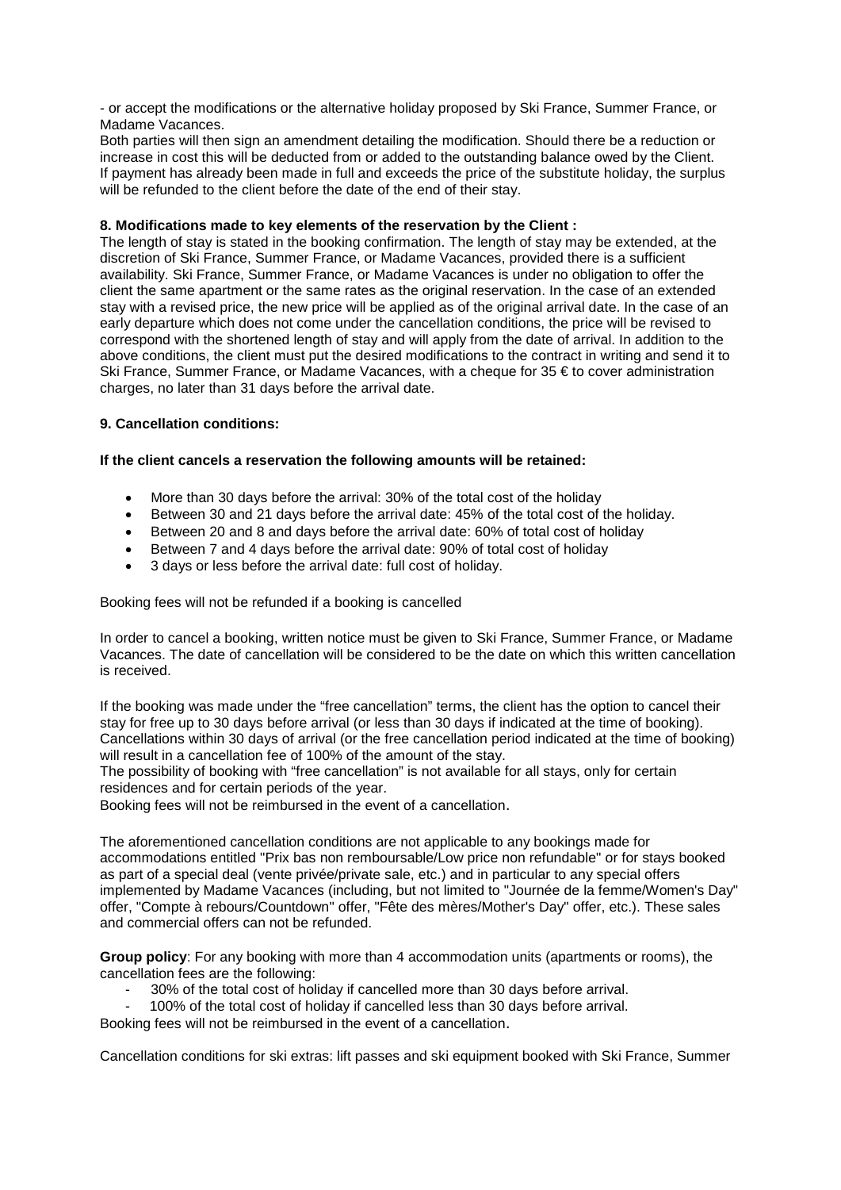- or accept the modifications or the alternative holiday proposed by Ski France, Summer France, or Madame Vacances.

Both parties will then sign an amendment detailing the modification. Should there be a reduction or increase in cost this will be deducted from or added to the outstanding balance owed by the Client. If payment has already been made in full and exceeds the price of the substitute holiday, the surplus will be refunded to the client before the date of the end of their stay.

**8. Modifications made to key elements of the reservation by the Client :**

The length of stay is stated in the booking confirmation. The length of stay may be extended, at the discretion of Ski France, Summer France, or Madame Vacances, provided there is a sufficient availability. Ski France, Summer France, or Madame Vacances is under no obligation to offer the client the same apartment or the same rates as the original reservation. In the case of an extended stay with a revised price, the new price will be applied as of the original arrival date. In the case of an early departure which does not come under the cancellation conditions, the price will be revised to correspond with the shortened length of stay and will apply from the date of arrival. In addition to the above conditions, the client must put the desired modifications to the contract in writing and send it to Ski France, Summer France, or Madame Vacances, with a cheque for 35 € to cover administration charges, no later than 31 days before the arrival date.

**9. Cancellation conditions:**

**If the client cancels a reservation the following amounts will be retained:**

- More than 30 days before the arrival: 30% of the total cost of the holiday
- Between 30 and 21 days before the arrival date: 45% of the total cost of the holiday.
- Between 20 and 8 and days before the arrival date: 60% of total cost of holiday
- Between 7 and 4 days before the arrival date: 90% of total cost of holiday
- 3 days or less before the arrival date: full cost of holiday.

Booking fees will not be refunded if a booking is cancelled

In order to cancel a booking, written notice must be given to Ski France, Summer France, or Madame Vacances. The date of cancellation will be considered to be the date on which this written cancellation is received.

If the booking was made under the "free cancellation" terms, the client has the option to cancel their stay for free up to 30 days before arrival (or less than 30 days if indicated at the time of booking). Cancellations within 30 days of arrival (or the free cancellation period indicated at the time of booking) will result in a cancellation fee of 100% of the amount of the stay.

The possibility of booking with "free cancellation" is not available for all stays, only for certain residences and for certain periods of the year.

Booking fees will not be reimbursed in the event of a cancellation.

The aforementioned cancellation conditions are not applicable to any bookings made for accommodations entitled "Prix bas non remboursable/Low price non refundable" or for stays booked as part of a special deal (vente privée/private sale, etc.) and in particular to any special offers implemented by Madame Vacances (including, but not limited to "Journée de la femme/Women's Day" offer, "Compte à rebours/Countdown" offer, "Fête des mères/Mother's Day" offer, etc.). These sales and commercial offers can not be refunded.

**Group policy**: For any booking with more than 4 accommodation units (apartments or rooms), the cancellation fees are the following:

- 30% of the total cost of holiday if cancelled more than 30 days before arrival.
- 100% of the total cost of holiday if cancelled less than 30 days before arrival.

Booking fees will not be reimbursed in the event of a cancellation.

Cancellation conditions for ski extras: lift passes and ski equipment booked with Ski France, Summer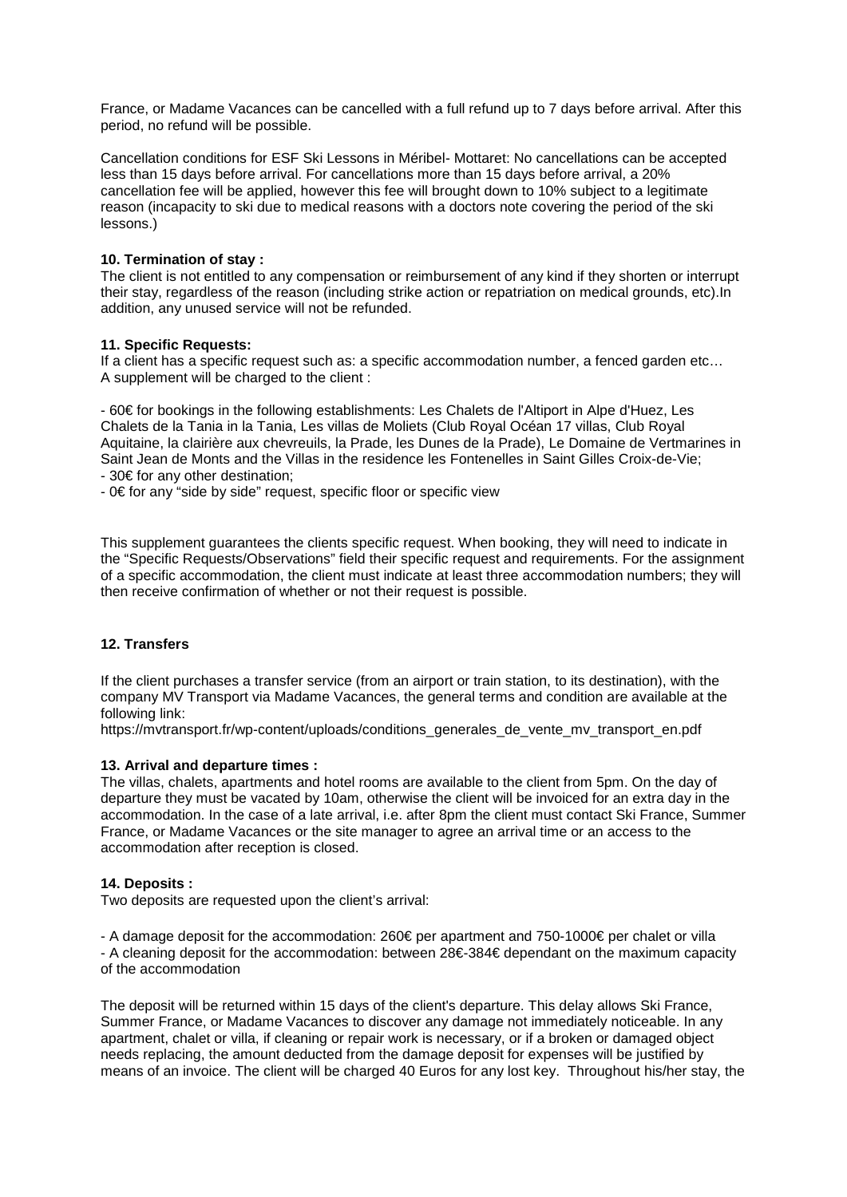France, or Madame Vacances can be cancelled with a full refund up to 7 days before arrival. After this period, no refund will be possible.

Cancellation conditions for ESF Ski Lessons in Méribel- Mottaret: No cancellations can be accepted less than 15 days before arrival. For cancellations more than 15 days before arrival, a 20% cancellation fee will be applied, however this fee will brought down to 10% subject to a legitimate reason (incapacity to ski due to medical reasons with a doctors note covering the period of the ski lessons.)

**10. Termination of stay :**

The client is not entitled to any compensation or reimbursement of any kind if they shorten or interrupt their stay, regardless of the reason (including strike action or repatriation on medical grounds, etc).In addition, any unused service will not be refunded.

**11. Specific Requests:**

If a client has a specific request such as: a specific accommodation number, a fenced garden etc… A supplement will be charged to the client :

- 60€ for bookings in the following establishments: Les Chalets de l'Altiport in Alpe d'Huez, Les Chalets de la Tania in la Tania, Les villas de Moliets (Club Royal Océan 17 villas, Club Royal Aquitaine, la clairière aux chevreuils, la Prade, les Dunes de la Prade), Le Domaine de Vertmarines in Saint Jean de Monts and the Villas in the residence les Fontenelles in Saint Gilles Croix-de-Vie;
- 30€ for any other destination;
- 0€ for any "side by side" request, specific floor or specific view

This supplement guarantees the clients specific request. When booking, they will need to indicate in the "Specific Requests/Observations" field their specific request and requirements. For the assignment of a specific accommodation, the client must indicate at least three accommodation numbers; they will then receive confirmation of whether or not their request is possible.

**12. Transfers**

If the client purchases a transfer service (from an airport or train station, to its destination), with the company MV Transport via Madame Vacances, the general terms and condition are available at the following link:
https://mvtransport.fr/wp-content/uploads/conditions_generales_de_vente_mv_transport_en.pdf

**13. Arrival and departure times :**

The villas, chalets, apartments and hotel rooms are available to the client from 5pm. On the day of departure they must be vacated by 10am, otherwise the client will be invoiced for an extra day in the accommodation. In the case of a late arrival, i.e. after 8pm the client must contact Ski France, Summer France, or Madame Vacances or the site manager to agree an arrival time or an access to the accommodation after reception is closed.

**14. Deposits :**

Two deposits are requested upon the client's arrival:

- A damage deposit for the accommodation: 260€ per apartment and 750-1000€ per chalet or villa
- A cleaning deposit for the accommodation: between 28€-384€ dependant on the maximum capacity of the accommodation

The deposit will be returned within 15 days of the client's departure. This delay allows Ski France, Summer France, or Madame Vacances to discover any damage not immediately noticeable. In any apartment, chalet or villa, if cleaning or repair work is necessary, or if a broken or damaged object needs replacing, the amount deducted from the damage deposit for expenses will be justified by means of an invoice. The client will be charged 40 Euros for any lost key. Throughout his/her stay, the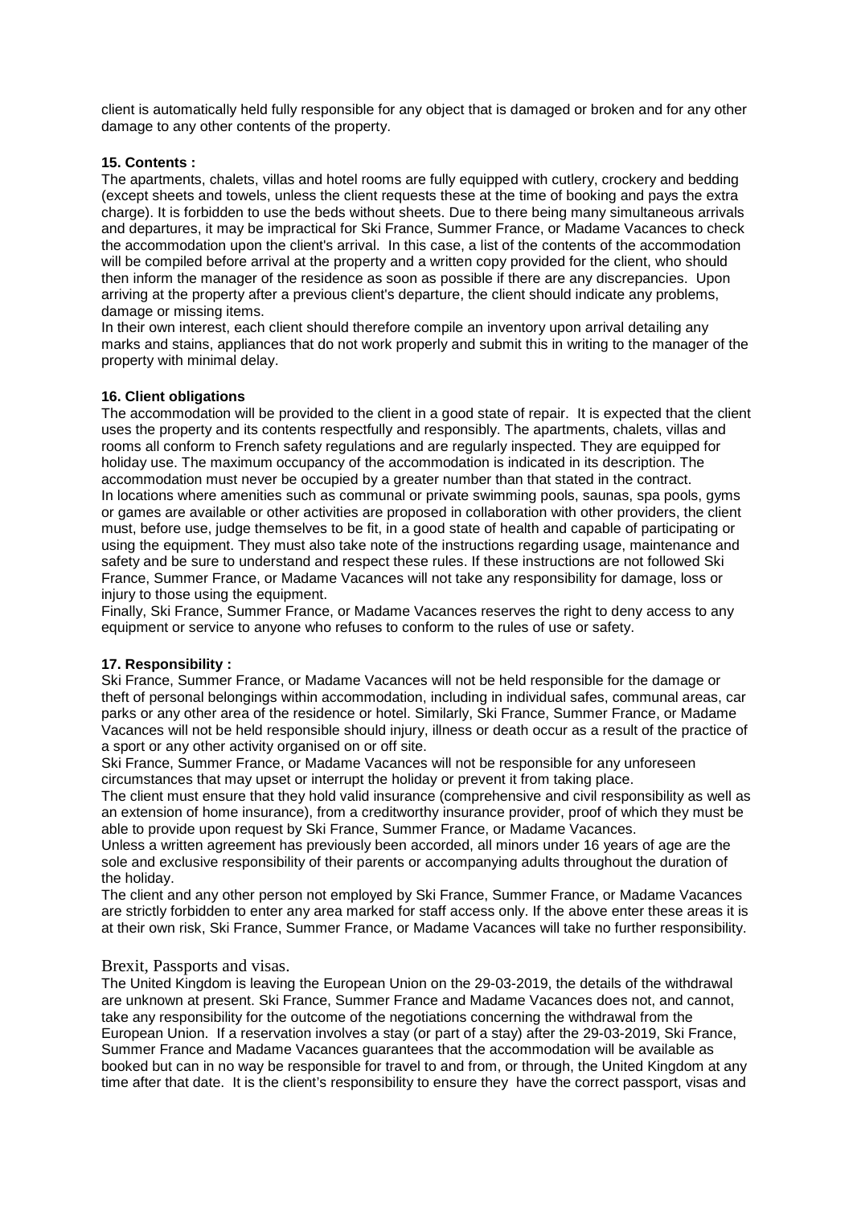client is automatically held fully responsible for any object that is damaged or broken and for any other damage to any other contents of the property.

**15. Contents :**

The apartments, chalets, villas and hotel rooms are fully equipped with cutlery, crockery and bedding (except sheets and towels, unless the client requests these at the time of booking and pays the extra charge). It is forbidden to use the beds without sheets. Due to there being many simultaneous arrivals and departures, it may be impractical for Ski France, Summer France, or Madame Vacances to check the accommodation upon the client's arrival. In this case, a list of the contents of the accommodation will be compiled before arrival at the property and a written copy provided for the client, who should then inform the manager of the residence as soon as possible if there are any discrepancies. Upon arriving at the property after a previous client's departure, the client should indicate any problems, damage or missing items.

In their own interest, each client should therefore compile an inventory upon arrival detailing any marks and stains, appliances that do not work properly and submit this in writing to the manager of the property with minimal delay.

**16. Client obligations**

The accommodation will be provided to the client in a good state of repair. It is expected that the client uses the property and its contents respectfully and responsibly. The apartments, chalets, villas and rooms all conform to French safety regulations and are regularly inspected. They are equipped for holiday use. The maximum occupancy of the accommodation is indicated in its description. The accommodation must never be occupied by a greater number than that stated in the contract.

In locations where amenities such as communal or private swimming pools, saunas, spa pools, gyms or games are available or other activities are proposed in collaboration with other providers, the client must, before use, judge themselves to be fit, in a good state of health and capable of participating or using the equipment. They must also take note of the instructions regarding usage, maintenance and safety and be sure to understand and respect these rules. If these instructions are not followed Ski France, Summer France, or Madame Vacances will not take any responsibility for damage, loss or injury to those using the equipment.

Finally, Ski France, Summer France, or Madame Vacances reserves the right to deny access to any equipment or service to anyone who refuses to conform to the rules of use or safety.

**17. Responsibility :**

Ski France, Summer France, or Madame Vacances will not be held responsible for the damage or theft of personal belongings within accommodation, including in individual safes, communal areas, car parks or any other area of the residence or hotel. Similarly, Ski France, Summer France, or Madame Vacances will not be held responsible should injury, illness or death occur as a result of the practice of a sport or any other activity organised on or off site.

Ski France, Summer France, or Madame Vacances will not be responsible for any unforeseen circumstances that may upset or interrupt the holiday or prevent it from taking place.

The client must ensure that they hold valid insurance (comprehensive and civil responsibility as well as an extension of home insurance), from a creditworthy insurance provider, proof of which they must be able to provide upon request by Ski France, Summer France, or Madame Vacances.

Unless a written agreement has previously been accorded, all minors under 16 years of age are the sole and exclusive responsibility of their parents or accompanying adults throughout the duration of the holiday.

The client and any other person not employed by Ski France, Summer France, or Madame Vacances are strictly forbidden to enter any area marked for staff access only. If the above enter these areas it is at their own risk, Ski France, Summer France, or Madame Vacances will take no further responsibility.

Brexit, Passports and visas.

The United Kingdom is leaving the European Union on the 29-03-2019, the details of the withdrawal are unknown at present. Ski France, Summer France and Madame Vacances does not, and cannot, take any responsibility for the outcome of the negotiations concerning the withdrawal from the European Union. If a reservation involves a stay (or part of a stay) after the 29-03-2019, Ski France, Summer France and Madame Vacances guarantees that the accommodation will be available as booked but can in no way be responsible for travel to and from, or through, the United Kingdom at any time after that date. It is the client's responsibility to ensure they have the correct passport, visas and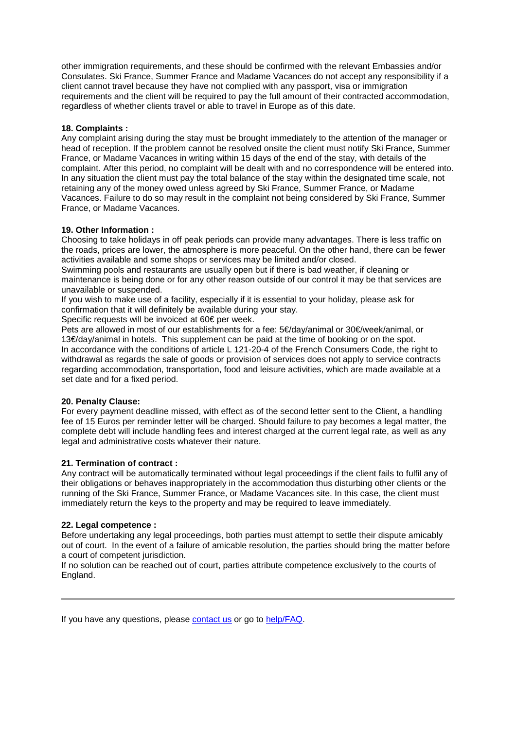other immigration requirements, and these should be confirmed with the relevant Embassies and/or Consulates. Ski France, Summer France and Madame Vacances do not accept any responsibility if a client cannot travel because they have not complied with any passport, visa or immigration requirements and the client will be required to pay the full amount of their contracted accommodation, regardless of whether clients travel or able to travel in Europe as of this date.

**18. Complaints :**

Any complaint arising during the stay must be brought immediately to the attention of the manager or head of reception. If the problem cannot be resolved onsite the client must notify Ski France, Summer France, or Madame Vacances in writing within 15 days of the end of the stay, with details of the complaint. After this period, no complaint will be dealt with and no correspondence will be entered into. In any situation the client must pay the total balance of the stay within the designated time scale, not retaining any of the money owed unless agreed by Ski France, Summer France, or Madame Vacances. Failure to do so may result in the complaint not being considered by Ski France, Summer France, or Madame Vacances.

**19. Other Information :**

Choosing to take holidays in off peak periods can provide many advantages. There is less traffic on the roads, prices are lower, the atmosphere is more peaceful. On the other hand, there can be fewer activities available and some shops or services may be limited and/or closed.

Swimming pools and restaurants are usually open but if there is bad weather, if cleaning or maintenance is being done or for any other reason outside of our control it may be that services are unavailable or suspended.

If you wish to make use of a facility, especially if it is essential to your holiday, please ask for confirmation that it will definitely be available during your stay.

Specific requests will be invoiced at 60€ per week.

Pets are allowed in most of our establishments for a fee: 5€/day/animal or 30€/week/animal, or 13€/day/animal in hotels. This supplement can be paid at the time of booking or on the spot.

In accordance with the conditions of article L 121-20-4 of the French Consumers Code, the right to withdrawal as regards the sale of goods or provision of services does not apply to service contracts regarding accommodation, transportation, food and leisure activities, which are made available at a set date and for a fixed period.

**20. Penalty Clause:**

For every payment deadline missed, with effect as of the second letter sent to the Client, a handling fee of 15 Euros per reminder letter will be charged. Should failure to pay becomes a legal matter, the complete debt will include handling fees and interest charged at the current legal rate, as well as any legal and administrative costs whatever their nature.

**21. Termination of contract :**

Any contract will be automatically terminated without legal proceedings if the client fails to fulfil any of their obligations or behaves inappropriately in the accommodation thus disturbing other clients or the running of the Ski France, Summer France, or Madame Vacances site. In this case, the client must immediately return the keys to the property and may be required to leave immediately.

**22. Legal competence :**

Before undertaking any legal proceedings, both parties must attempt to settle their dispute amicably out of court. In the event of a failure of amicable resolution, the parties should bring the matter before a court of competent jurisdiction.

If no solution can be reached out of court, parties attribute competence exclusively to the courts of England.

---

If you have any questions, please contact us or go to help/FAQ.